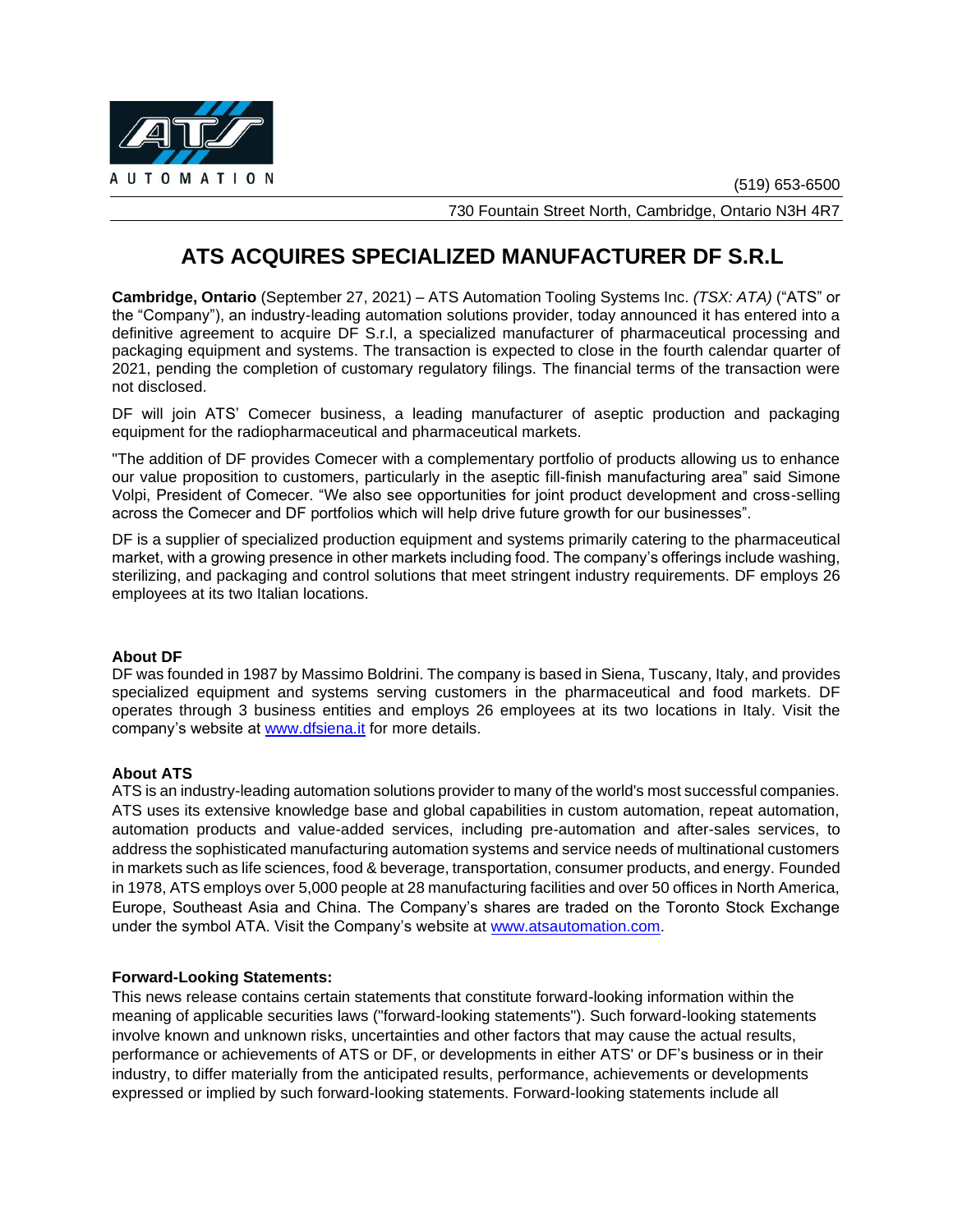ATS AUTOMATION

(519) 653-6500

730 Fountain Street North, Cambridge, Ontario N3H 4R7

# ATS ACQUIRES SPECIALIZED MANUFACTURER DF S.R.L

**Cambridge, Ontario** (September 27, 2021) – ATS Automation Tooling Systems Inc. *(TSX: ATA)* ("ATS" or the "Company"), an industry-leading automation solutions provider, today announced it has entered into a definitive agreement to acquire DF S.r.l, a specialized manufacturer of pharmaceutical processing and packaging equipment and systems. The transaction is expected to close in the fourth calendar quarter of 2021, pending the completion of customary regulatory filings. The financial terms of the transaction were not disclosed.

DF will join ATS' Comecer business, a leading manufacturer of aseptic production and packaging equipment for the radiopharmaceutical and pharmaceutical markets.

"The addition of DF provides Comecer with a complementary portfolio of products allowing us to enhance our value proposition to customers, particularly in the aseptic fill-finish manufacturing area" said Simone Volpi, President of Comecer. "We also see opportunities for joint product development and cross-selling across the Comecer and DF portfolios which will help drive future growth for our businesses".

DF is a supplier of specialized production equipment and systems primarily catering to the pharmaceutical market, with a growing presence in other markets including food. The company's offerings include washing, sterilizing, and packaging and control solutions that meet stringent industry requirements. DF employs 26 employees at its two Italian locations.

**About DF**
DF was founded in 1987 by Massimo Boldrini. The company is based in Siena, Tuscany, Italy, and provides specialized equipment and systems serving customers in the pharmaceutical and food markets. DF operates through 3 business entities and employs 26 employees at its two locations in Italy. Visit the company's website at [www.dfsiena.it](www.dfsiena.it) for more details.

**About ATS**
ATS is an industry-leading automation solutions provider to many of the world's most successful companies. ATS uses its extensive knowledge base and global capabilities in custom automation, repeat automation, automation products and value-added services, including pre-automation and after-sales services, to address the sophisticated manufacturing automation systems and service needs of multinational customers in markets such as life sciences, food & beverage, transportation, consumer products, and energy. Founded in 1978, ATS employs over 5,000 people at 28 manufacturing facilities and over 50 offices in North America, Europe, Southeast Asia and China. The Company's shares are traded on the Toronto Stock Exchange under the symbol ATA. Visit the Company's website at [www.atsautomation.com](www.atsautomation.com).

**Forward-Looking Statements:**
This news release contains certain statements that constitute forward-looking information within the meaning of applicable securities laws ("forward-looking statements"). Such forward-looking statements involve known and unknown risks, uncertainties and other factors that may cause the actual results, performance or achievements of ATS or DF, or developments in either ATS' or DF's business or in their industry, to differ materially from the anticipated results, performance, achievements or developments expressed or implied by such forward-looking statements. Forward-looking statements include all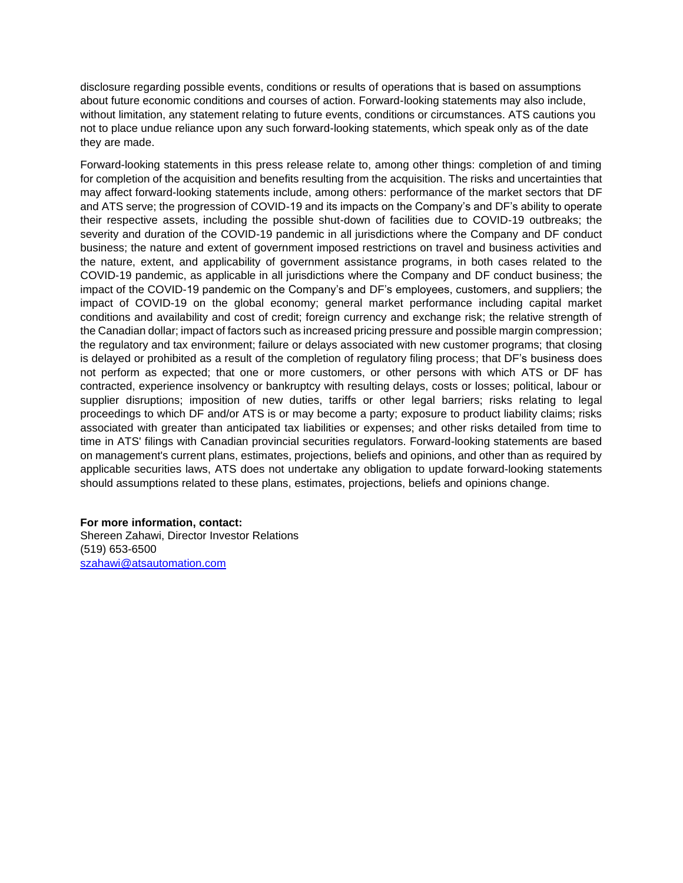disclosure regarding possible events, conditions or results of operations that is based on assumptions about future economic conditions and courses of action. Forward-looking statements may also include, without limitation, any statement relating to future events, conditions or circumstances. ATS cautions you not to place undue reliance upon any such forward-looking statements, which speak only as of the date they are made.

Forward-looking statements in this press release relate to, among other things: completion of and timing for completion of the acquisition and benefits resulting from the acquisition. The risks and uncertainties that may affect forward-looking statements include, among others: performance of the market sectors that DF and ATS serve; the progression of COVID-19 and its impacts on the Company's and DF's ability to operate their respective assets, including the possible shut-down of facilities due to COVID-19 outbreaks; the severity and duration of the COVID-19 pandemic in all jurisdictions where the Company and DF conduct business; the nature and extent of government imposed restrictions on travel and business activities and the nature, extent, and applicability of government assistance programs, in both cases related to the COVID-19 pandemic, as applicable in all jurisdictions where the Company and DF conduct business; the impact of the COVID-19 pandemic on the Company's and DF's employees, customers, and suppliers; the impact of COVID-19 on the global economy; general market performance including capital market conditions and availability and cost of credit; foreign currency and exchange risk; the relative strength of the Canadian dollar; impact of factors such as increased pricing pressure and possible margin compression; the regulatory and tax environment; failure or delays associated with new customer programs; that closing is delayed or prohibited as a result of the completion of regulatory filing process; that DF's business does not perform as expected; that one or more customers, or other persons with which ATS or DF has contracted, experience insolvency or bankruptcy with resulting delays, costs or losses; political, labour or supplier disruptions; imposition of new duties, tariffs or other legal barriers; risks relating to legal proceedings to which DF and/or ATS is or may become a party; exposure to product liability claims; risks associated with greater than anticipated tax liabilities or expenses; and other risks detailed from time to time in ATS' filings with Canadian provincial securities regulators. Forward-looking statements are based on management's current plans, estimates, projections, beliefs and opinions, and other than as required by applicable securities laws, ATS does not undertake any obligation to update forward-looking statements should assumptions related to these plans, estimates, projections, beliefs and opinions change.

**For more information, contact:**
Shereen Zahawi, Director Investor Relations
(519) 653-6500
szahawi@atsautomation.com